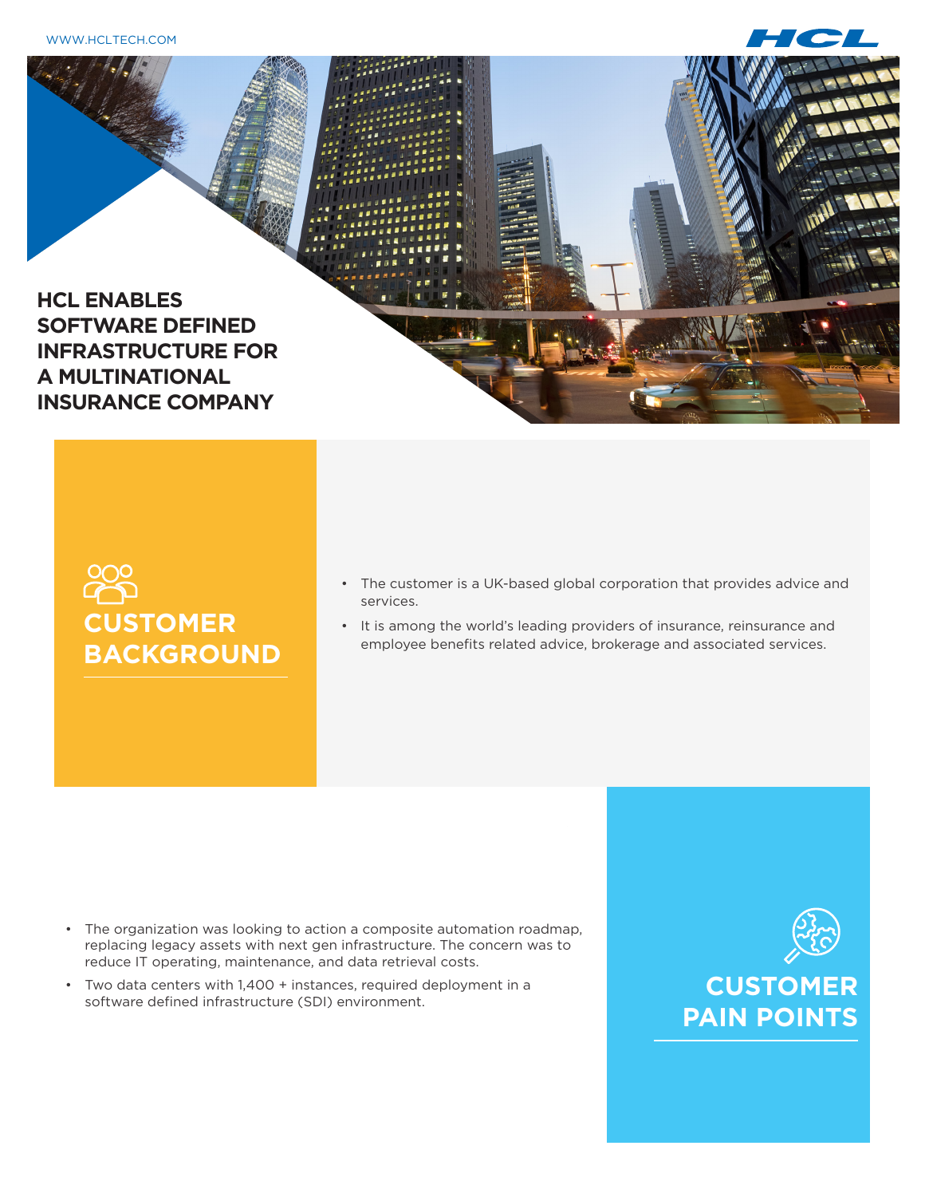# HCL ENABLES SOFTWARE DEFINED INFRASTRUCTURE FOR A MULTINATIONAL INSURANCE COMPANY

## CUSTOMER BACKGROUND

- The customer is a UK-based global corporation that provides advice and services.
- It is among the world's leading providers of insurance, reinsurance and employee benefits related advice, brokerage and associated services.

## CUSTOMER PAIN POINTS

- The organization was looking to action a composite automation roadmap, replacing legacy assets with next gen infrastructure. The concern was to reduce IT operating, maintenance, and data retrieval costs.
- Two data centers with 1,400 + instances, required deployment in a software defined infrastructure (SDI) environment.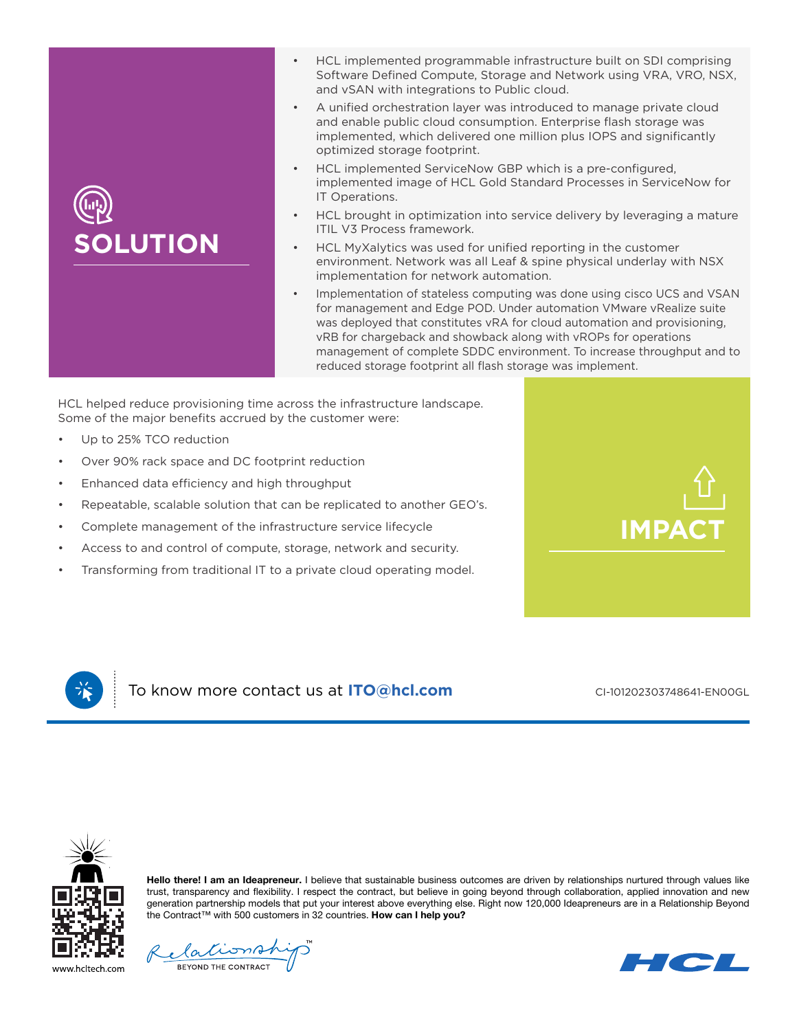## SOLUTION

- HCL implemented programmable infrastructure built on SDI comprising Software Defined Compute, Storage and Network using VRA, VRO, NSX, and vSAN with integrations to Public cloud.
- A unified orchestration layer was introduced to manage private cloud and enable public cloud consumption. Enterprise flash storage was implemented, which delivered one million plus IOPS and significantly optimized storage footprint.
- HCL implemented ServiceNow GBP which is a pre-configured, implemented image of HCL Gold Standard Processes in ServiceNow for IT Operations.
- HCL brought in optimization into service delivery by leveraging a mature ITIL V3 Process framework.
- HCL MyXalytics was used for unified reporting in the customer environment. Network was all Leaf & spine physical underlay with NSX implementation for network automation.
- Implementation of stateless computing was done using cisco UCS and VSAN for management and Edge POD. Under automation VMware vRealize suite was deployed that constitutes vRA for cloud automation and provisioning, vRB for chargeback and showback along with vROPs for operations management of complete SDDC environment. To increase throughput and to reduced storage footprint all flash storage was implement.

## IMPACT

HCL helped reduce provisioning time across the infrastructure landscape. Some of the major benefits accrued by the customer were:

- Up to 25% TCO reduction
- Over 90% rack space and DC footprint reduction
- Enhanced data efficiency and high throughput
- Repeatable, scalable solution that can be replicated to another GEO's.
- Complete management of the infrastructure service lifecycle
- Access to and control of compute, storage, network and security.
- Transforming from traditional IT to a private cloud operating model.

To know more contact us at **ITO@hcl.com**

CI-101202303748641-EN00GL

**Hello there! I am an Ideapreneur.** I believe that sustainable business outcomes are driven by relationships nurtured through values like trust, transparency and flexibility. I respect the contract, but believe in going beyond through collaboration, applied innovation and new generation partnership models that put your interest above everything else. Right now 120,000 Ideapreneurs are in a Relationship Beyond the Contract™ with 500 customers in 32 countries. **How can I help you?**

Relationship™ BEYOND THE CONTRACT

www.hcltech.com

HCL